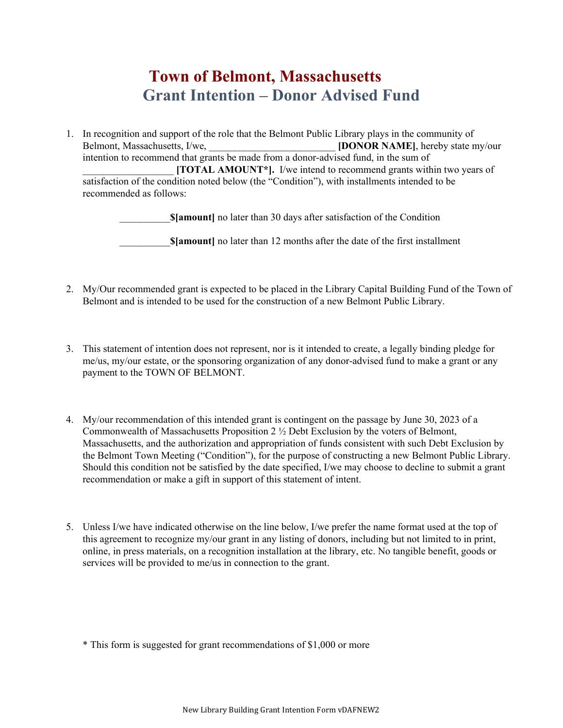# Town of Belmont, Massachusetts

## Grant Intention – Donor Advised Fund

1. In recognition and support of the role that the Belmont Public Library plays in the community of Belmont, Massachusetts, I/we, ________________________ **[DONOR NAME]**, hereby state my/our intention to recommend that grants be made from a donor-advised fund, in the sum of __________________ **[TOTAL AMOUNT*].** I/we intend to recommend grants within two years of satisfaction of the condition noted below (the "Condition"), with installments intended to be recommended as follows:

   __________**$[amount]** no later than 30 days after satisfaction of the Condition

   __________**$[amount]** no later than 12 months after the date of the first installment

2. My/Our recommended grant is expected to be placed in the Library Capital Building Fund of the Town of Belmont and is intended to be used for the construction of a new Belmont Public Library.

3. This statement of intention does not represent, nor is it intended to create, a legally binding pledge for me/us, my/our estate, or the sponsoring organization of any donor-advised fund to make a grant or any payment to the TOWN OF BELMONT.

4. My/our recommendation of this intended grant is contingent on the passage by June 30, 2023 of a Commonwealth of Massachusetts Proposition 2 ½ Debt Exclusion by the voters of Belmont, Massachusetts, and the authorization and appropriation of funds consistent with such Debt Exclusion by the Belmont Town Meeting ("Condition"), for the purpose of constructing a new Belmont Public Library. Should this condition not be satisfied by the date specified, I/we may choose to decline to submit a grant recommendation or make a gift in support of this statement of intent.

5. Unless I/we have indicated otherwise on the line below, I/we prefer the name format used at the top of this agreement to recognize my/our grant in any listing of donors, including but not limited to in print, online, in press materials, on a recognition installation at the library, etc. No tangible benefit, goods or services will be provided to me/us in connection to the grant.

\* This form is suggested for grant recommendations of $1,000 or more

New Library Building Grant Intention Form vDAFNEW2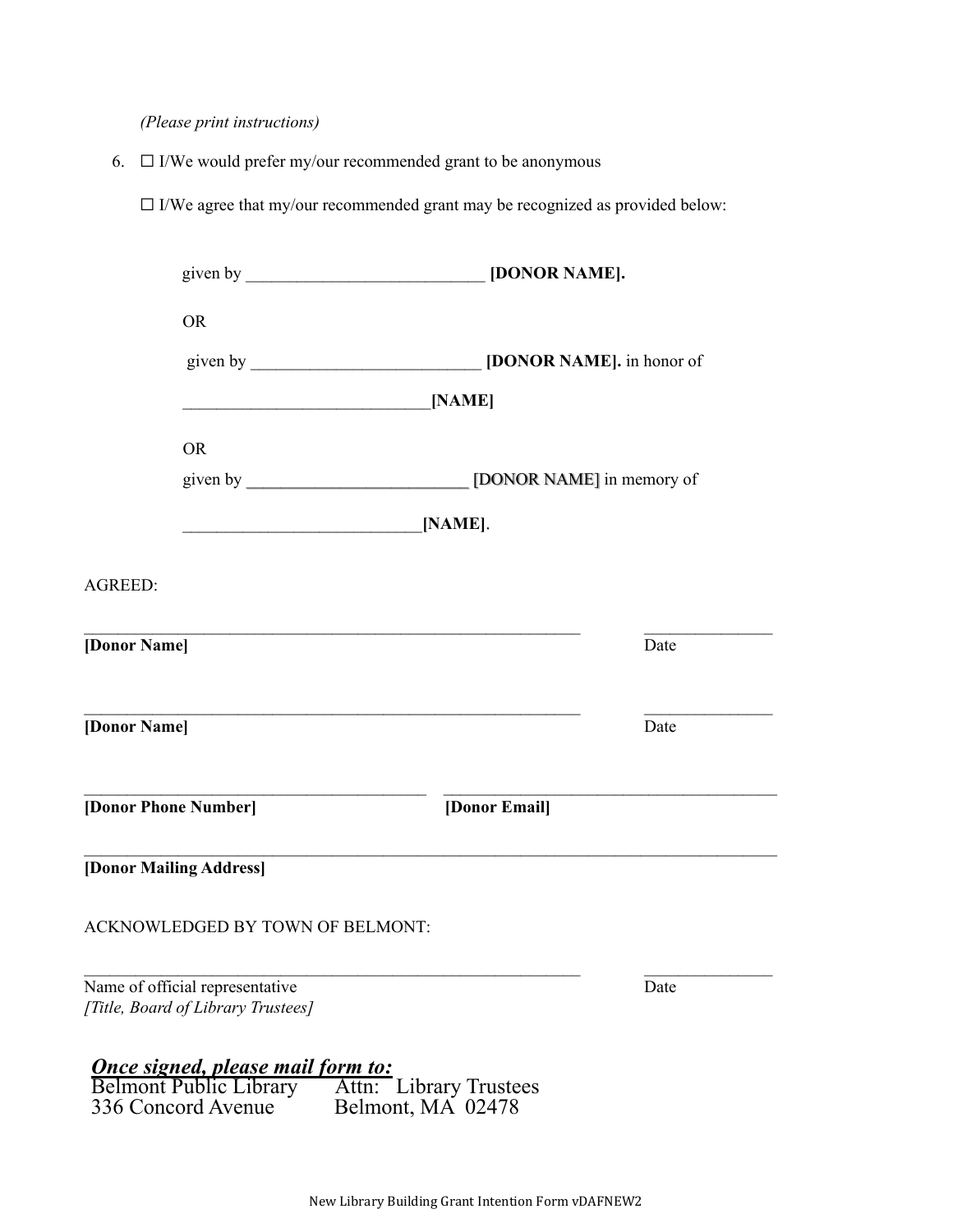*(Please print instructions)*

6. ☐ I/We would prefer my/our recommended grant to be anonymous

   ☐ I/We agree that my/our recommended grant may be recognized as provided below:

   given by ___________________________ **[DONOR NAME].**

   OR

   given by __________________________ **[DONOR NAME].** in honor of

   ____________________________**[NAME]**

   OR

   given by **_________________________** [DONOR NAME] in memory of

   ___________________________**[NAME]**.

AGREED:

_________________________________________________________ _______________

**[Donor Name]** Date

_________________________________________________________ _______________

**[Donor Name]** Date

_______________________________________ ______________________________________

**[Donor Phone Number]** **[Donor Email]**

________________________________________________________________________________

**[Donor Mailing Address]**

ACKNOWLEDGED BY TOWN OF BELMONT:

_________________________________________________________ _______________

Name of official representative Date

*[Title, Board of Library Trustees]*

***Once signed, please mail form to:***

Belmont Public Library Attn: Library Trustees
336 Concord Avenue Belmont, MA 02478

New Library Building Grant Intention Form vDAFNEW2